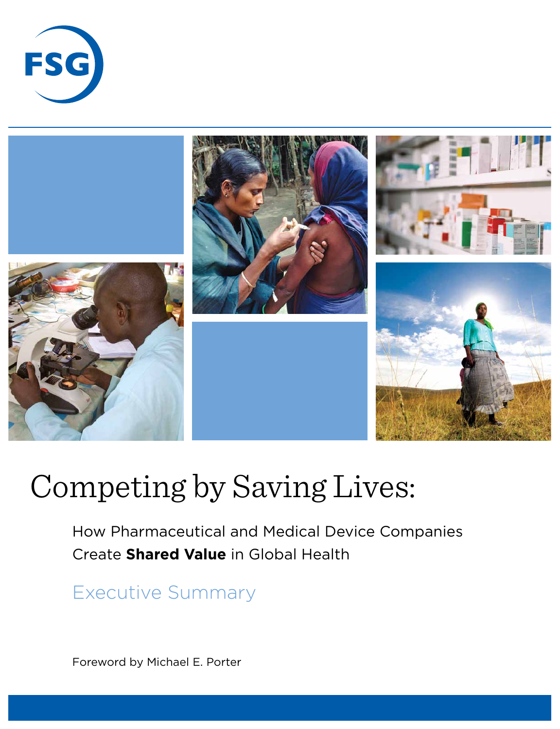FSG

# Competing by Saving Lives:

## How Pharmaceutical and Medical Device Companies Create **Shared Value** in Global Health

### Executive Summary

Foreword by Michael E. Porter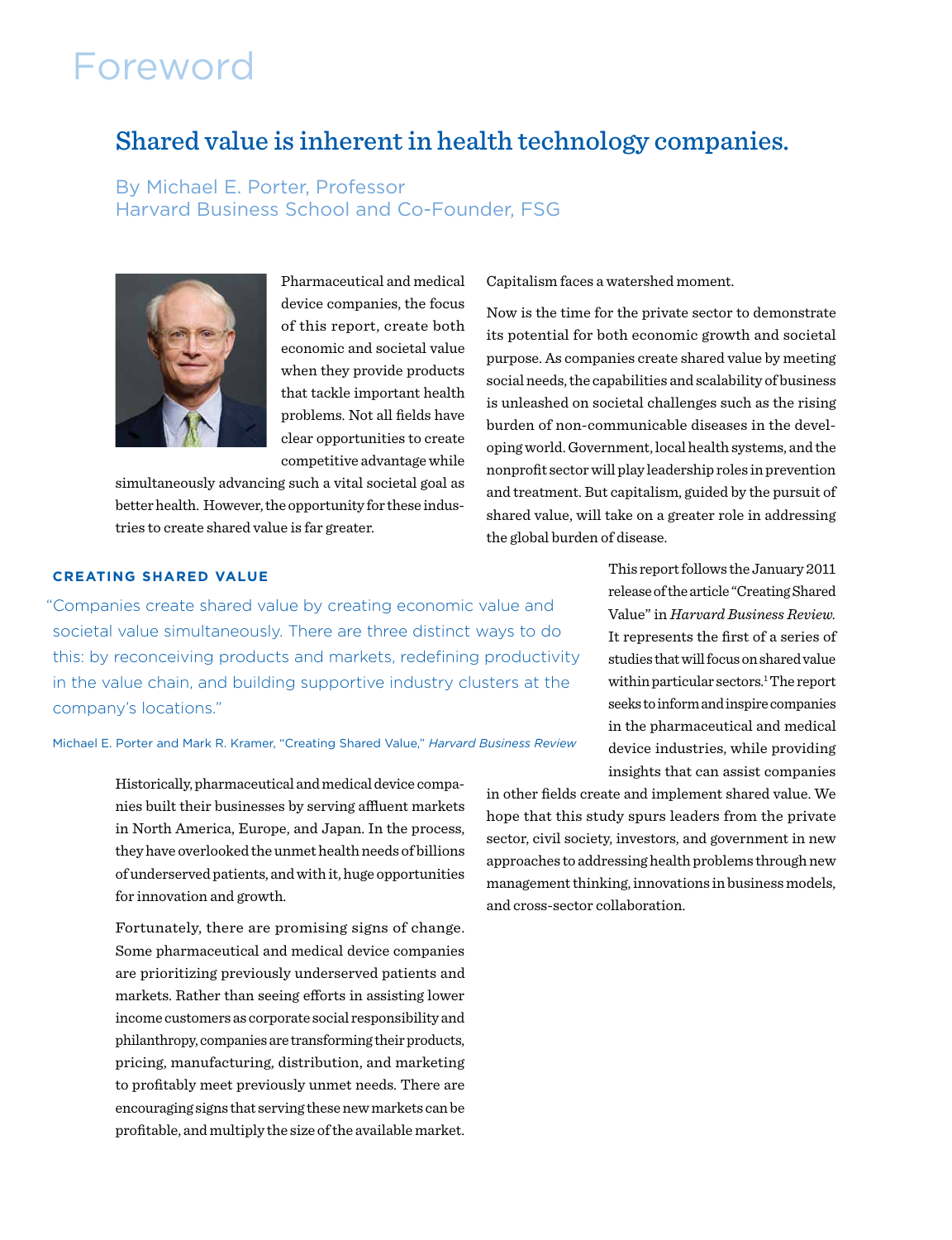# Foreword

## Shared value is inherent in health technology companies.

By Michael E. Porter, Professor
Harvard Business School and Co-Founder, FSG

Pharmaceutical and medical device companies, the focus of this report, create both economic and societal value when they provide products that tackle important health problems. Not all fields have clear opportunities to create competitive advantage while simultaneously advancing such a vital societal goal as better health. However, the opportunity for these industries to create shared value is far greater.

### CREATING SHARED VALUE

"Companies create shared value by creating economic value and societal value simultaneously. There are three distinct ways to do this: by reconceiving products and markets, redefining productivity in the value chain, and building supportive industry clusters at the company's locations."

Michael E. Porter and Mark R. Kramer, "Creating Shared Value," *Harvard Business Review*

Historically, pharmaceutical and medical device companies built their businesses by serving affluent markets in North America, Europe, and Japan. In the process, they have overlooked the unmet health needs of billions of underserved patients, and with it, huge opportunities for innovation and growth.

Fortunately, there are promising signs of change. Some pharmaceutical and medical device companies are prioritizing previously underserved patients and markets. Rather than seeing efforts in assisting lower income customers as corporate social responsibility and philanthropy, companies are transforming their products, pricing, manufacturing, distribution, and marketing to profitably meet previously unmet needs. There are encouraging signs that serving these new markets can be profitable, and multiply the size of the available market.

Capitalism faces a watershed moment.

Now is the time for the private sector to demonstrate its potential for both economic growth and societal purpose. As companies create shared value by meeting social needs, the capabilities and scalability of business is unleashed on societal challenges such as the rising burden of non-communicable diseases in the developing world. Government, local health systems, and the nonprofit sector will play leadership roles in prevention and treatment. But capitalism, guided by the pursuit of shared value, will take on a greater role in addressing the global burden of disease.

This report follows the January 2011 release of the article "Creating Shared Value" in *Harvard Business Review*. It represents the first of a series of studies that will focus on shared value within particular sectors.[1] The report seeks to inform and inspire companies in the pharmaceutical and medical device industries, while providing insights that can assist companies in other fields create and implement shared value. We hope that this study spurs leaders from the private sector, civil society, investors, and government in new approaches to addressing health problems through new management thinking, innovations in business models, and cross-sector collaboration.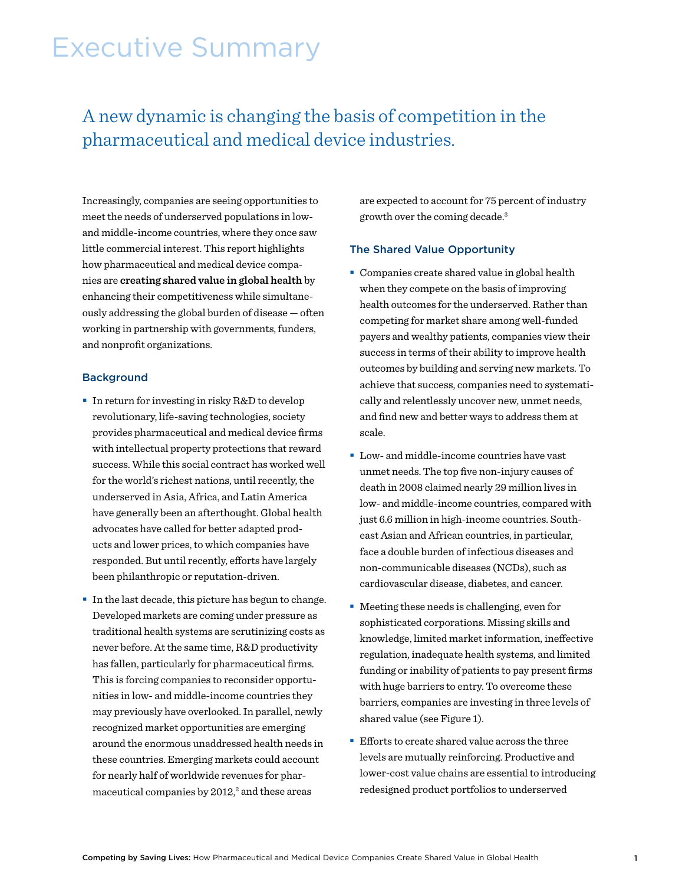# Executive Summary

## A new dynamic is changing the basis of competition in the pharmaceutical and medical device industries.

Increasingly, companies are seeing opportunities to meet the needs of underserved populations in low- and middle-income countries, where they once saw little commercial interest. This report highlights how pharmaceutical and medical device companies are **creating shared value in global health** by enhancing their competitiveness while simultaneously addressing the global burden of disease — often working in partnership with governments, funders, and nonprofit organizations.

### Background

- In return for investing in risky R&D to develop revolutionary, life-saving technologies, society provides pharmaceutical and medical device firms with intellectual property protections that reward success. While this social contract has worked well for the world's richest nations, until recently, the underserved in Asia, Africa, and Latin America have generally been an afterthought. Global health advocates have called for better adapted products and lower prices, to which companies have responded. But until recently, efforts have largely been philanthropic or reputation-driven.
- In the last decade, this picture has begun to change. Developed markets are coming under pressure as traditional health systems are scrutinizing costs as never before. At the same time, R&D productivity has fallen, particularly for pharmaceutical firms. This is forcing companies to reconsider opportunities in low- and middle-income countries they may previously have overlooked. In parallel, newly recognized market opportunities are emerging around the enormous unaddressed health needs in these countries. Emerging markets could account for nearly half of worldwide revenues for pharmaceutical companies by 2012,[2] and these areas are expected to account for 75 percent of industry growth over the coming decade.[3]

### The Shared Value Opportunity

- Companies create shared value in global health when they compete on the basis of improving health outcomes for the underserved. Rather than competing for market share among well-funded payers and wealthy patients, companies view their success in terms of their ability to improve health outcomes by building and serving new markets. To achieve that success, companies need to systematically and relentlessly uncover new, unmet needs, and find new and better ways to address them at scale.
- Low- and middle-income countries have vast unmet needs. The top five non-injury causes of death in 2008 claimed nearly 29 million lives in low- and middle-income countries, compared with just 6.6 million in high-income countries. Southeast Asian and African countries, in particular, face a double burden of infectious diseases and non-communicable diseases (NCDs), such as cardiovascular disease, diabetes, and cancer.
- Meeting these needs is challenging, even for sophisticated corporations. Missing skills and knowledge, limited market information, ineffective regulation, inadequate health systems, and limited funding or inability of patients to pay present firms with huge barriers to entry. To overcome these barriers, companies are investing in three levels of shared value (see Figure 1).
- Efforts to create shared value across the three levels are mutually reinforcing. Productive and lower-cost value chains are essential to introducing redesigned product portfolios to underserved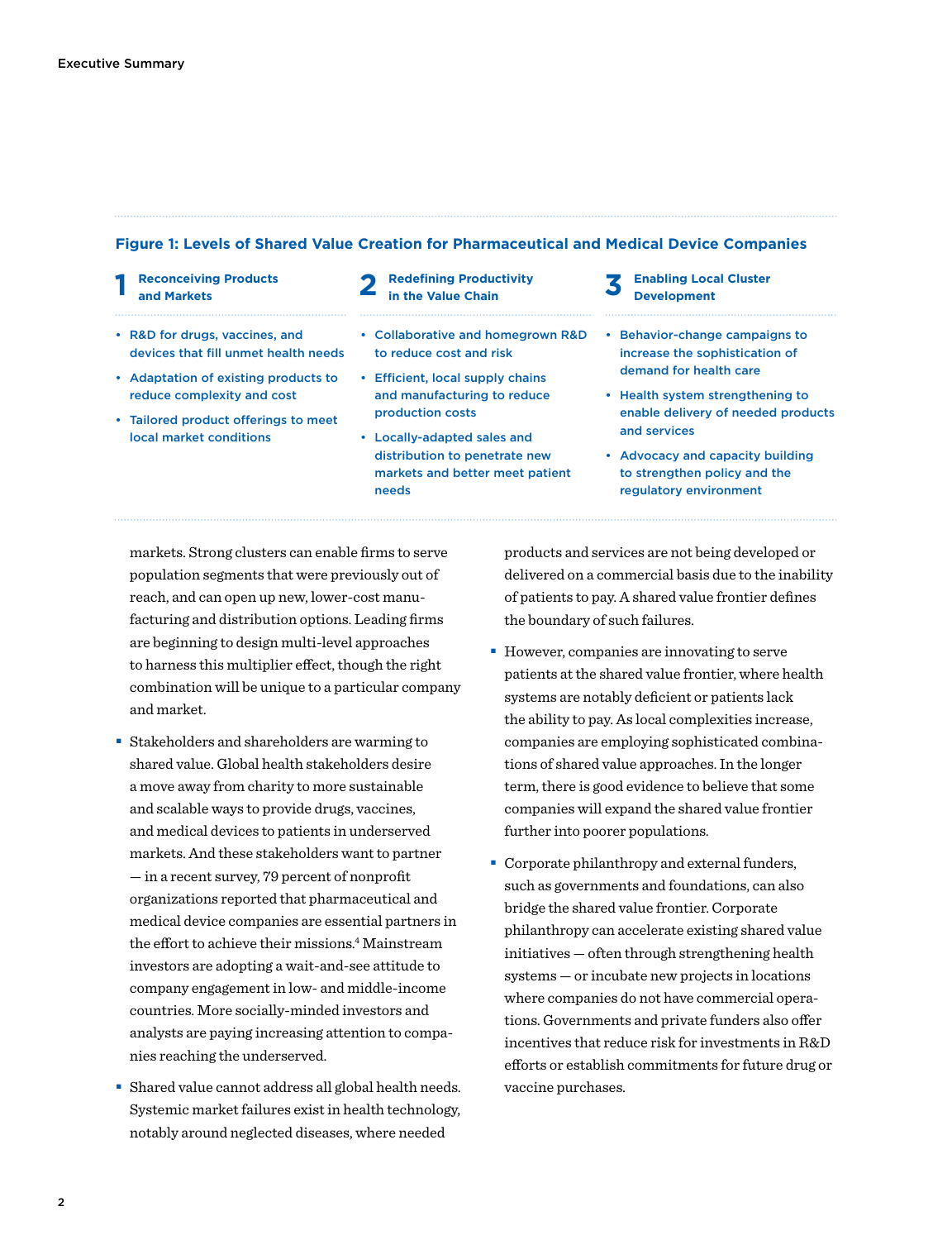**Figure 1: Levels of Shared Value Creation for Pharmaceutical and Medical Device Companies**

| 1 Reconceiving Products and Markets | 2 Redefining Productivity in the Value Chain | 3 Enabling Local Cluster Development |
|---|---|---|
| • R&D for drugs, vaccines, and devices that fill unmet health needs<br>• Adaptation of existing products to reduce complexity and cost<br>• Tailored product offerings to meet local market conditions | • Collaborative and homegrown R&D to reduce cost and risk<br>• Efficient, local supply chains and manufacturing to reduce production costs<br>• Locally-adapted sales and distribution to penetrate new markets and better meet patient needs | • Behavior-change campaigns to increase the sophistication of demand for health care<br>• Health system strengthening to enable delivery of needed products and services<br>• Advocacy and capacity building to strengthen policy and the regulatory environment |

markets. Strong clusters can enable firms to serve population segments that were previously out of reach, and can open up new, lower-cost manufacturing and distribution options. Leading firms are beginning to design multi-level approaches to harness this multiplier effect, though the right combination will be unique to a particular company and market.

- Stakeholders and shareholders are warming to shared value. Global health stakeholders desire a move away from charity to more sustainable and scalable ways to provide drugs, vaccines, and medical devices to patients in underserved markets. And these stakeholders want to partner — in a recent survey, 79 percent of nonprofit organizations reported that pharmaceutical and medical device companies are essential partners in the effort to achieve their missions.[4] Mainstream investors are adopting a wait-and-see attitude to company engagement in low- and middle-income countries. More socially-minded investors and analysts are paying increasing attention to companies reaching the underserved.

- Shared value cannot address all global health needs. Systemic market failures exist in health technology, notably around neglected diseases, where needed products and services are not being developed or delivered on a commercial basis due to the inability of patients to pay. A shared value frontier defines the boundary of such failures.

- However, companies are innovating to serve patients at the shared value frontier, where health systems are notably deficient or patients lack the ability to pay. As local complexities increase, companies are employing sophisticated combinations of shared value approaches. In the longer term, there is good evidence to believe that some companies will expand the shared value frontier further into poorer populations.

- Corporate philanthropy and external funders, such as governments and foundations, can also bridge the shared value frontier. Corporate philanthropy can accelerate existing shared value initiatives — often through strengthening health systems — or incubate new projects in locations where companies do not have commercial operations. Governments and private funders also offer incentives that reduce risk for investments in R&D efforts or establish commitments for future drug or vaccine purchases.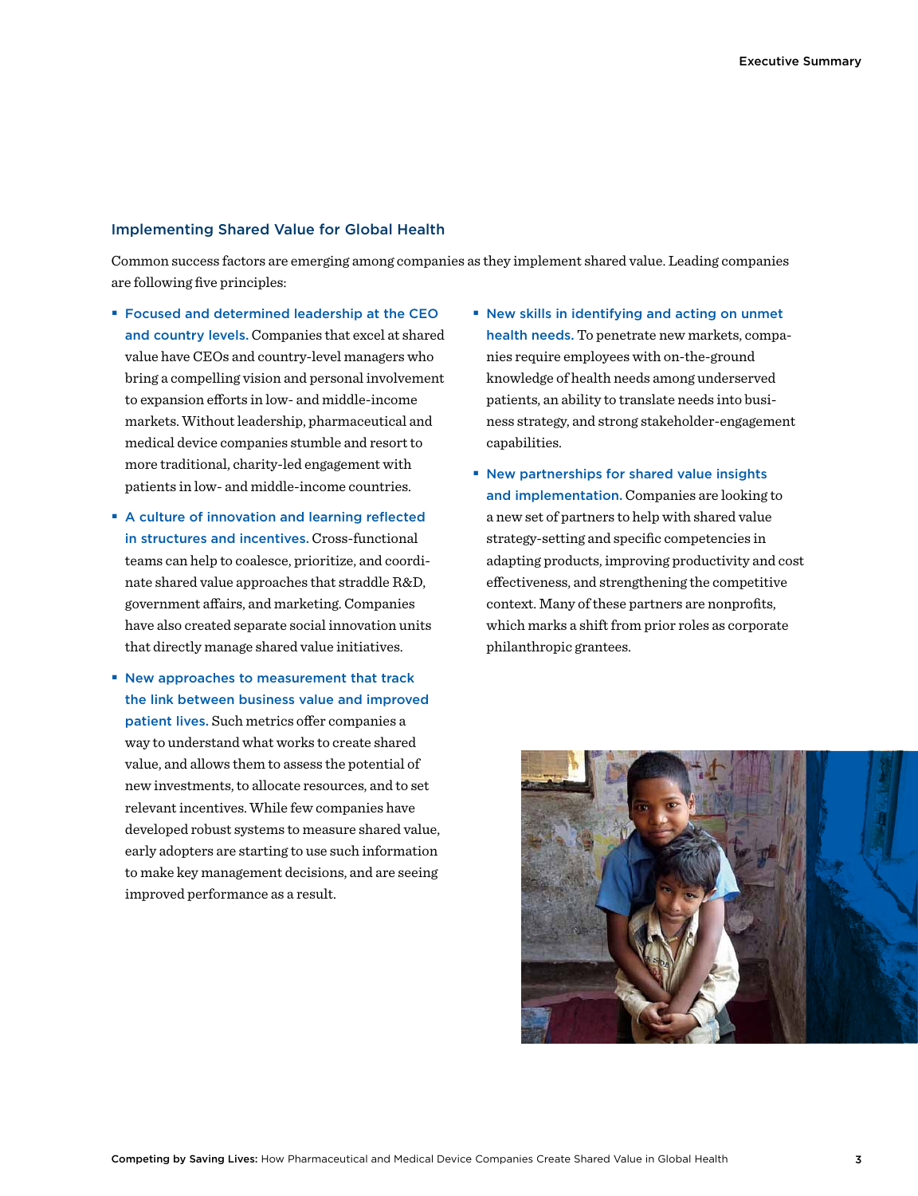## Implementing Shared Value for Global Health

Common success factors are emerging among companies as they implement shared value. Leading companies are following five principles:

- **Focused and determined leadership at the CEO and country levels.** Companies that excel at shared value have CEOs and country-level managers who bring a compelling vision and personal involvement to expansion efforts in low- and middle-income markets. Without leadership, pharmaceutical and medical device companies stumble and resort to more traditional, charity-led engagement with patients in low- and middle-income countries.
- **A culture of innovation and learning reflected in structures and incentives.** Cross-functional teams can help to coalesce, prioritize, and coordinate shared value approaches that straddle R&D, government affairs, and marketing. Companies have also created separate social innovation units that directly manage shared value initiatives.
- **New approaches to measurement that track the link between business value and improved patient lives.** Such metrics offer companies a way to understand what works to create shared value, and allows them to assess the potential of new investments, to allocate resources, and to set relevant incentives. While few companies have developed robust systems to measure shared value, early adopters are starting to use such information to make key management decisions, and are seeing improved performance as a result.
- **New skills in identifying and acting on unmet health needs.** To penetrate new markets, companies require employees with on-the-ground knowledge of health needs among underserved patients, an ability to translate needs into business strategy, and strong stakeholder-engagement capabilities.
- **New partnerships for shared value insights and implementation.** Companies are looking to a new set of partners to help with shared value strategy-setting and specific competencies in adapting products, improving productivity and cost effectiveness, and strengthening the competitive context. Many of these partners are nonprofits, which marks a shift from prior roles as corporate philanthropic grantees.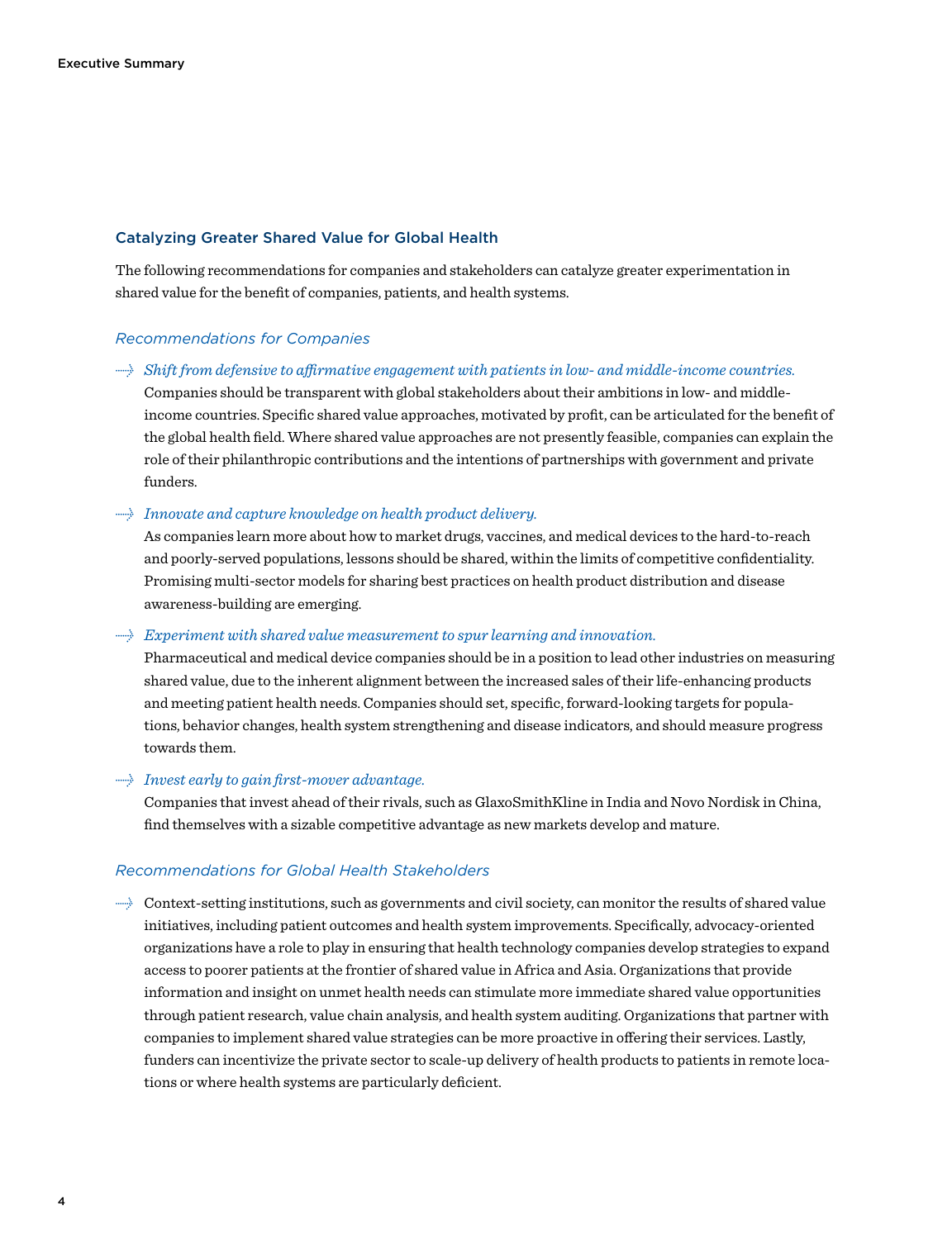## Catalyzing Greater Shared Value for Global Health

The following recommendations for companies and stakeholders can catalyze greater experimentation in shared value for the benefit of companies, patients, and health systems.

### *Recommendations for Companies*

- *Shift from defensive to affirmative engagement with patients in low- and middle-income countries.*
  Companies should be transparent with global stakeholders about their ambitions in low- and middle-income countries. Specific shared value approaches, motivated by profit, can be articulated for the benefit of the global health field. Where shared value approaches are not presently feasible, companies can explain the role of their philanthropic contributions and the intentions of partnerships with government and private funders.

- *Innovate and capture knowledge on health product delivery.*
  As companies learn more about how to market drugs, vaccines, and medical devices to the hard-to-reach and poorly-served populations, lessons should be shared, within the limits of competitive confidentiality. Promising multi-sector models for sharing best practices on health product distribution and disease awareness-building are emerging.

- *Experiment with shared value measurement to spur learning and innovation.*
  Pharmaceutical and medical device companies should be in a position to lead other industries on measuring shared value, due to the inherent alignment between the increased sales of their life-enhancing products and meeting patient health needs. Companies should set, specific, forward-looking targets for populations, behavior changes, health system strengthening and disease indicators, and should measure progress towards them.

- *Invest early to gain first-mover advantage.*
  Companies that invest ahead of their rivals, such as GlaxoSmithKline in India and Novo Nordisk in China, find themselves with a sizable competitive advantage as new markets develop and mature.

### *Recommendations for Global Health Stakeholders*

- Context-setting institutions, such as governments and civil society, can monitor the results of shared value initiatives, including patient outcomes and health system improvements. Specifically, advocacy-oriented organizations have a role to play in ensuring that health technology companies develop strategies to expand access to poorer patients at the frontier of shared value in Africa and Asia. Organizations that provide information and insight on unmet health needs can stimulate more immediate shared value opportunities through patient research, value chain analysis, and health system auditing. Organizations that partner with companies to implement shared value strategies can be more proactive in offering their services. Lastly, funders can incentivize the private sector to scale-up delivery of health products to patients in remote locations or where health systems are particularly deficient.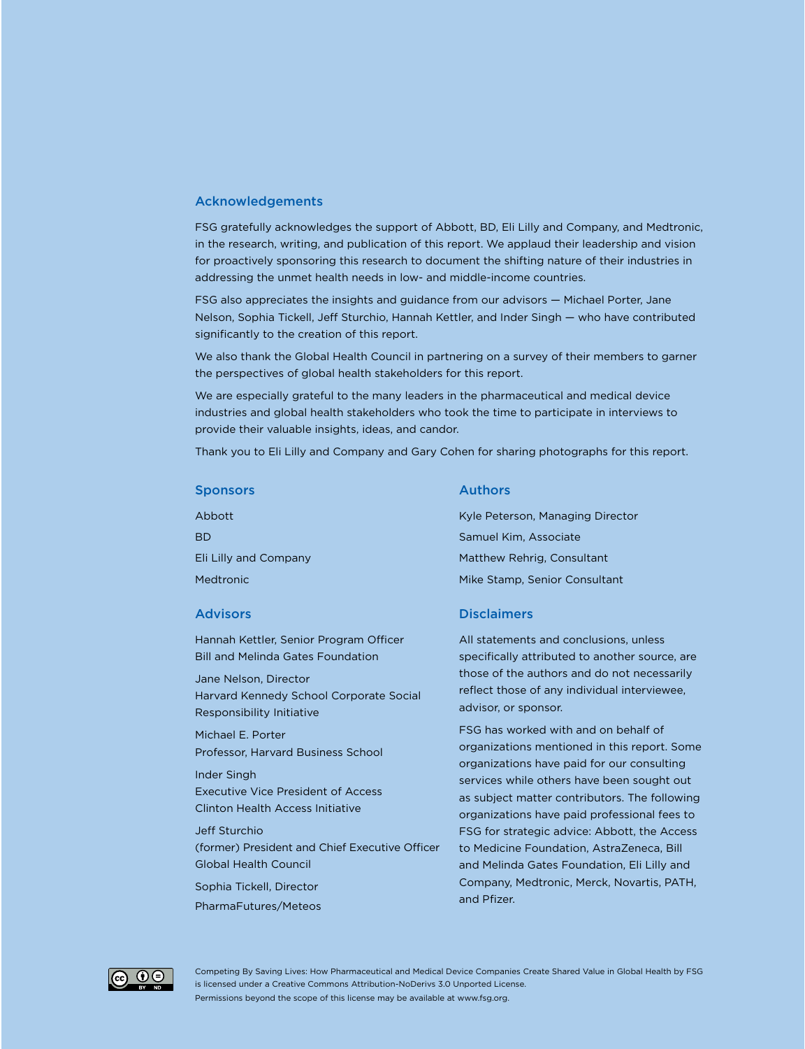## Acknowledgements

FSG gratefully acknowledges the support of Abbott, BD, Eli Lilly and Company, and Medtronic, in the research, writing, and publication of this report. We applaud their leadership and vision for proactively sponsoring this research to document the shifting nature of their industries in addressing the unmet health needs in low- and middle-income countries.

FSG also appreciates the insights and guidance from our advisors — Michael Porter, Jane Nelson, Sophia Tickell, Jeff Sturchio, Hannah Kettler, and Inder Singh — who have contributed significantly to the creation of this report.

We also thank the Global Health Council in partnering on a survey of their members to garner the perspectives of global health stakeholders for this report.

We are especially grateful to the many leaders in the pharmaceutical and medical device industries and global health stakeholders who took the time to participate in interviews to provide their valuable insights, ideas, and candor.

Thank you to Eli Lilly and Company and Gary Cohen for sharing photographs for this report.

## Sponsors

Abbott

BD

Eli Lilly and Company

Medtronic

## Advisors

Hannah Kettler, Senior Program Officer
Bill and Melinda Gates Foundation

Jane Nelson, Director
Harvard Kennedy School Corporate Social Responsibility Initiative

Michael E. Porter
Professor, Harvard Business School

Inder Singh
Executive Vice President of Access
Clinton Health Access Initiative

Jeff Sturchio
(former) President and Chief Executive Officer
Global Health Council

Sophia Tickell, Director
PharmaFutures/Meteos

## Authors

Kyle Peterson, Managing Director

Samuel Kim, Associate

Matthew Rehrig, Consultant

Mike Stamp, Senior Consultant

## Disclaimers

All statements and conclusions, unless specifically attributed to another source, are those of the authors and do not necessarily reflect those of any individual interviewee, advisor, or sponsor.

FSG has worked with and on behalf of organizations mentioned in this report. Some organizations have paid for our consulting services while others have been sought out as subject matter contributors. The following organizations have paid professional fees to FSG for strategic advice: Abbott, the Access to Medicine Foundation, AstraZeneca, Bill and Melinda Gates Foundation, Eli Lilly and Company, Medtronic, Merck, Novartis, PATH, and Pfizer.

Competing By Saving Lives: How Pharmaceutical and Medical Device Companies Create Shared Value in Global Health by FSG is licensed under a Creative Commons Attribution-NoDerivs 3.0 Unported License.
Permissions beyond the scope of this license may be available at www.fsg.org.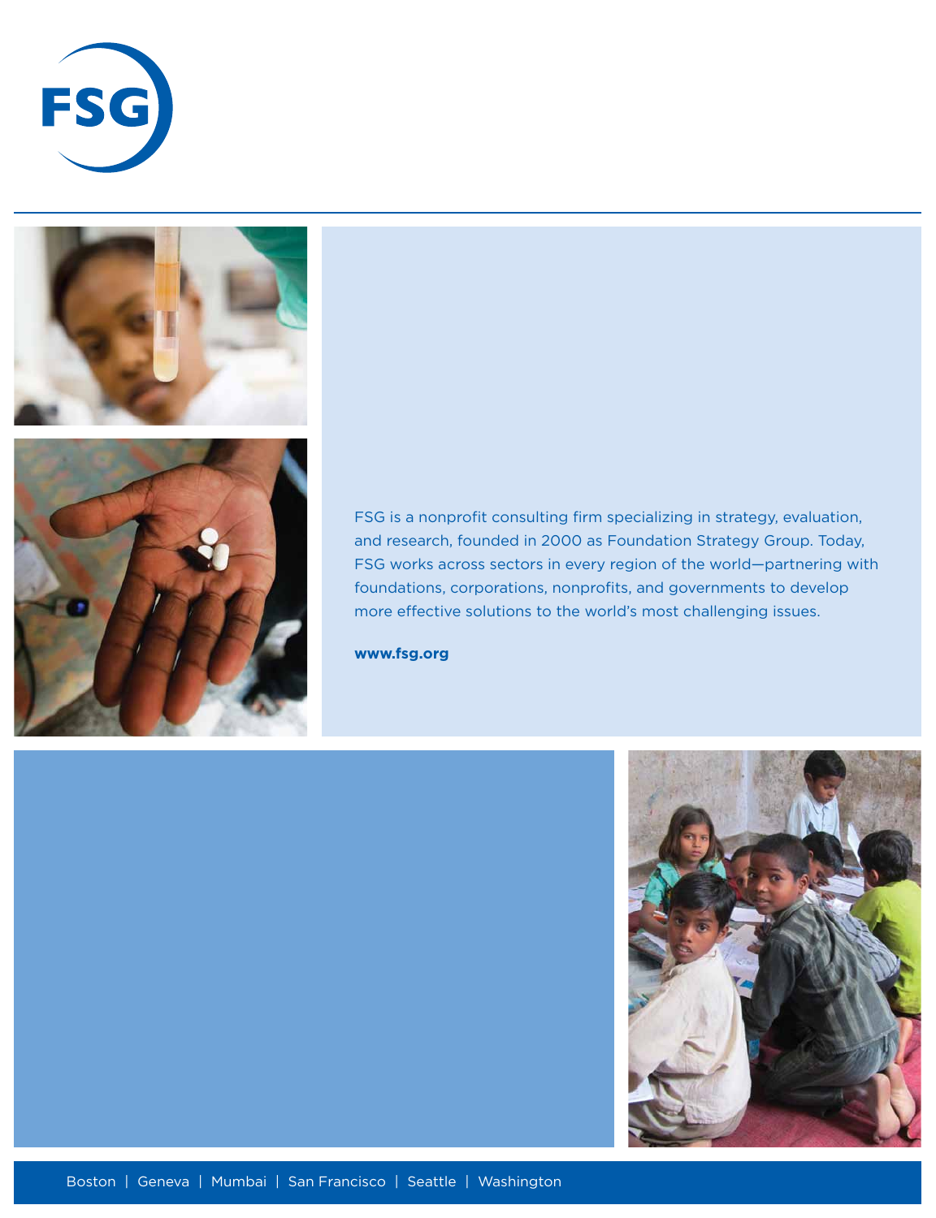FSG

FSG is a nonprofit consulting firm specializing in strategy, evaluation, and research, founded in 2000 as Foundation Strategy Group. Today, FSG works across sectors in every region of the world—partnering with foundations, corporations, nonprofits, and governments to develop more effective solutions to the world's most challenging issues.

**www.fsg.org**

Boston | Geneva | Mumbai | San Francisco | Seattle | Washington